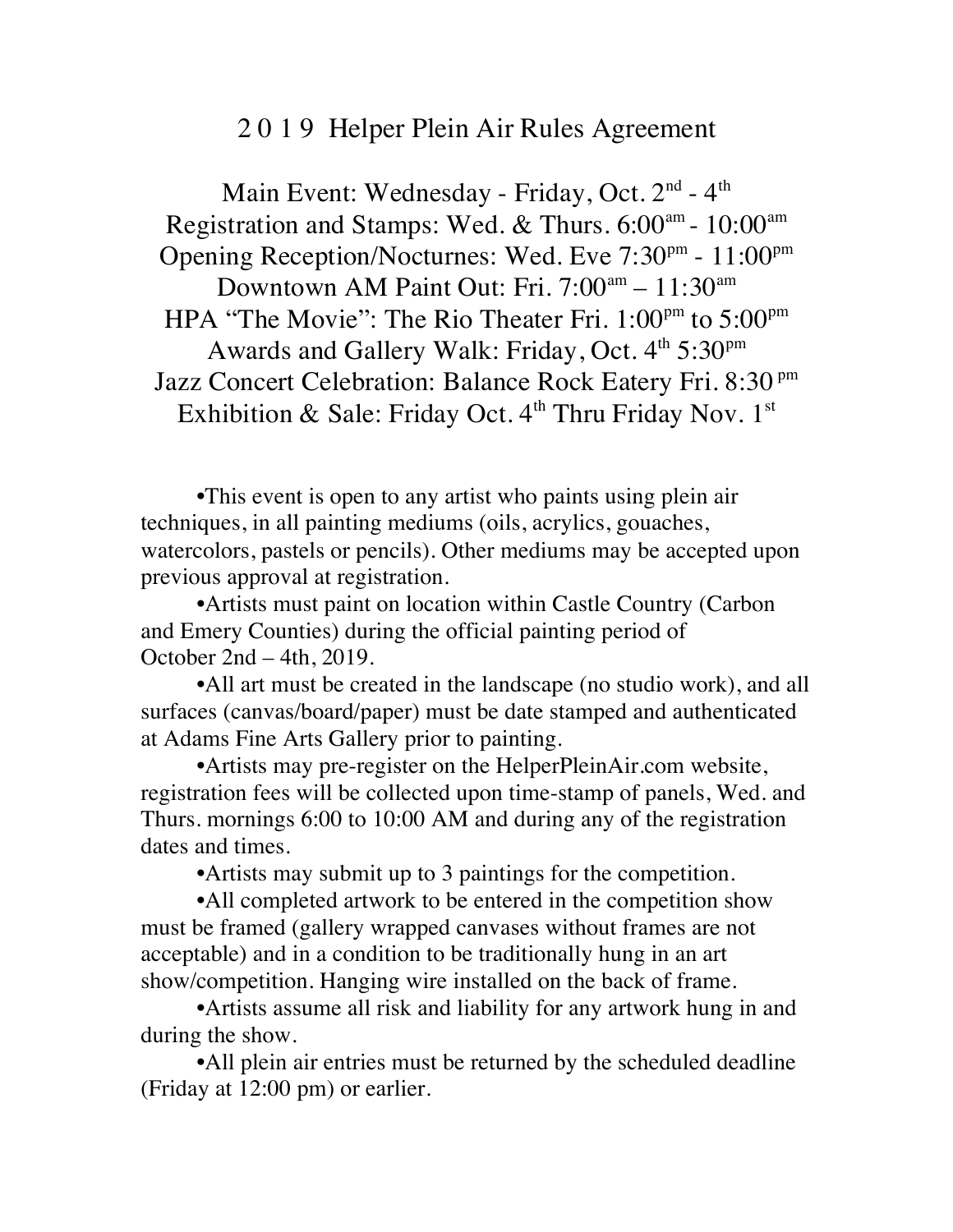# 2 0 1 9 Helper Plein Air Rules Agreement

Main Event: Wednesday - Friday, Oct. 2nd - 4th
Registration and Stamps: Wed. & Thurs. 6:00am - 10:00am
Opening Reception/Nocturnes: Wed. Eve 7:30pm - 11:00pm
Downtown AM Paint Out: Fri. 7:00am – 11:30am
HPA "The Movie": The Rio Theater Fri. 1:00pm to 5:00pm
Awards and Gallery Walk: Friday, Oct. 4th 5:30pm
Jazz Concert Celebration: Balance Rock Eatery Fri. 8:30 pm
Exhibition & Sale: Friday Oct. 4th Thru Friday Nov. 1st

•This event is open to any artist who paints using plein air techniques, in all painting mediums (oils, acrylics, gouaches, watercolors, pastels or pencils). Other mediums may be accepted upon previous approval at registration.

•Artists must paint on location within Castle Country (Carbon and Emery Counties) during the official painting period of October 2nd – 4th, 2019.

•All art must be created in the landscape (no studio work), and all surfaces (canvas/board/paper) must be date stamped and authenticated at Adams Fine Arts Gallery prior to painting.

•Artists may pre-register on the HelperPleinAir.com website, registration fees will be collected upon time-stamp of panels, Wed. and Thurs. mornings 6:00 to 10:00 AM and during any of the registration dates and times.

•Artists may submit up to 3 paintings for the competition.

•All completed artwork to be entered in the competition show must be framed (gallery wrapped canvases without frames are not acceptable) and in a condition to be traditionally hung in an art show/competition. Hanging wire installed on the back of frame.

•Artists assume all risk and liability for any artwork hung in and during the show.

•All plein air entries must be returned by the scheduled deadline (Friday at 12:00 pm) or earlier.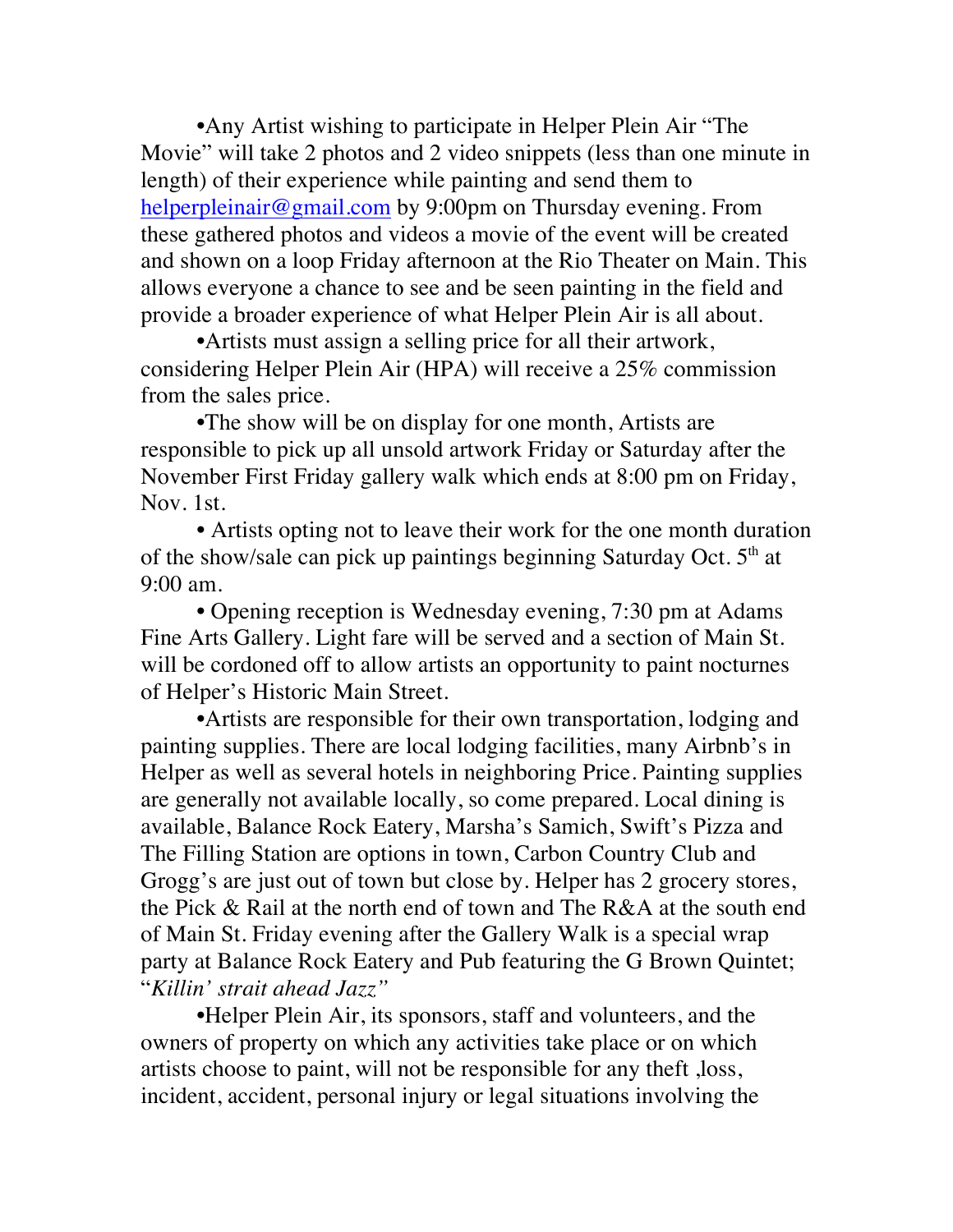•Any Artist wishing to participate in Helper Plein Air "The Movie" will take 2 photos and 2 video snippets (less than one minute in length) of their experience while painting and send them to helperpleinair@gmail.com by 9:00pm on Thursday evening. From these gathered photos and videos a movie of the event will be created and shown on a loop Friday afternoon at the Rio Theater on Main. This allows everyone a chance to see and be seen painting in the field and provide a broader experience of what Helper Plein Air is all about.

•Artists must assign a selling price for all their artwork, considering Helper Plein Air (HPA) will receive a 25% commission from the sales price.

•The show will be on display for one month, Artists are responsible to pick up all unsold artwork Friday or Saturday after the November First Friday gallery walk which ends at 8:00 pm on Friday, Nov. 1st.

• Artists opting not to leave their work for the one month duration of the show/sale can pick up paintings beginning Saturday Oct. 5th at 9:00 am.

• Opening reception is Wednesday evening, 7:30 pm at Adams Fine Arts Gallery. Light fare will be served and a section of Main St. will be cordoned off to allow artists an opportunity to paint nocturnes of Helper's Historic Main Street.

•Artists are responsible for their own transportation, lodging and painting supplies. There are local lodging facilities, many Airbnb's in Helper as well as several hotels in neighboring Price. Painting supplies are generally not available locally, so come prepared. Local dining is available, Balance Rock Eatery, Marsha's Samich, Swift's Pizza and The Filling Station are options in town, Carbon Country Club and Grogg's are just out of town but close by. Helper has 2 grocery stores, the Pick & Rail at the north end of town and The R&A at the south end of Main St. Friday evening after the Gallery Walk is a special wrap party at Balance Rock Eatery and Pub featuring the G Brown Quintet; "*Killin' strait ahead Jazz"*

•Helper Plein Air, its sponsors, staff and volunteers, and the owners of property on which any activities take place or on which artists choose to paint, will not be responsible for any theft ,loss, incident, accident, personal injury or legal situations involving the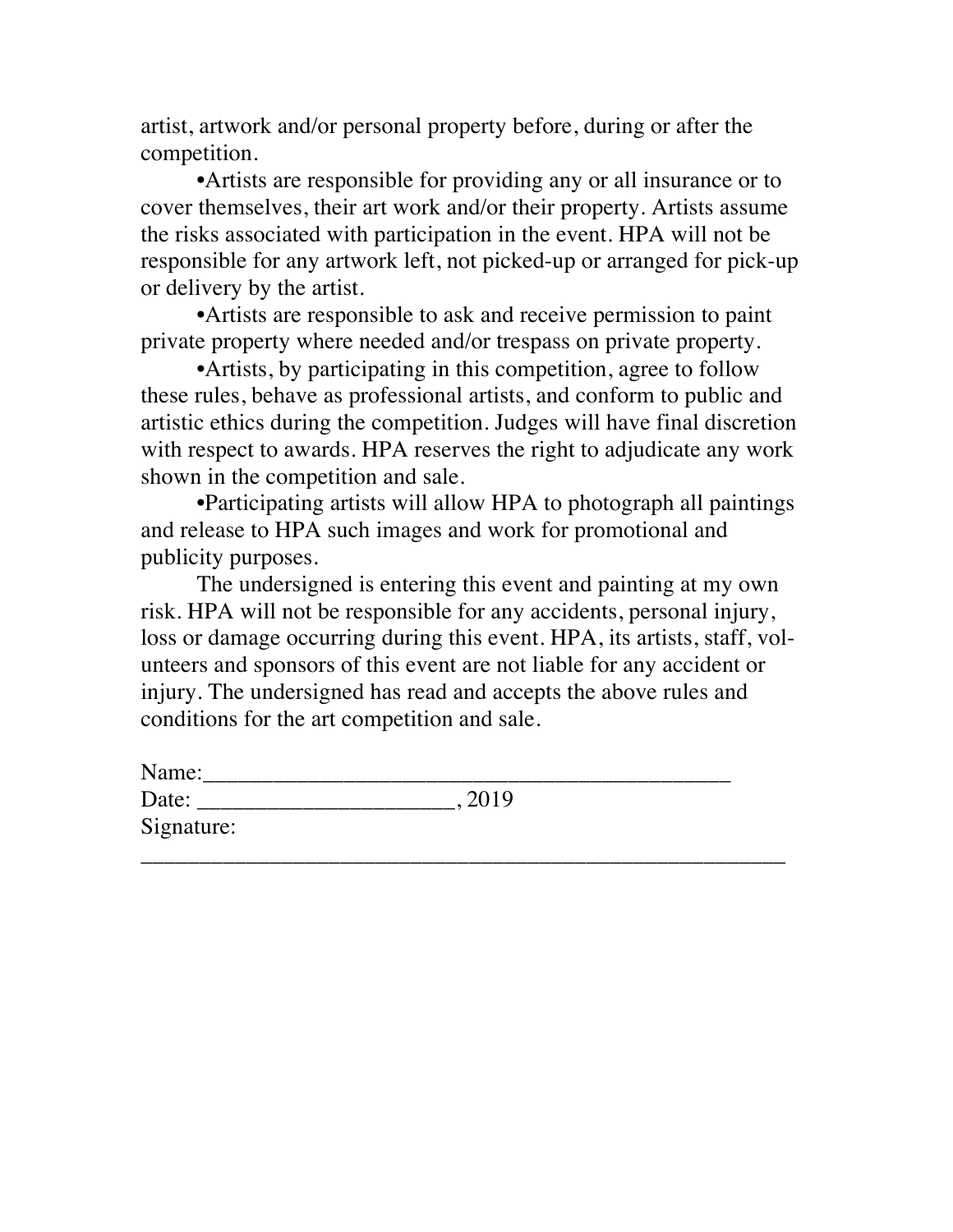artist, artwork and/or personal property before, during or after the competition.

•Artists are responsible for providing any or all insurance or to cover themselves, their art work and/or their property. Artists assume the risks associated with participation in the event. HPA will not be responsible for any artwork left, not picked-up or arranged for pick-up or delivery by the artist.

•Artists are responsible to ask and receive permission to paint private property where needed and/or trespass on private property.

•Artists, by participating in this competition, agree to follow these rules, behave as professional artists, and conform to public and artistic ethics during the competition. Judges will have final discretion with respect to awards. HPA reserves the right to adjudicate any work shown in the competition and sale.

•Participating artists will allow HPA to photograph all paintings and release to HPA such images and work for promotional and publicity purposes.

The undersigned is entering this event and painting at my own risk. HPA will not be responsible for any accidents, personal injury, loss or damage occurring during this event. HPA, its artists, staff, volunteers and sponsors of this event are not liable for any accident or injury. The undersigned has read and accepts the above rules and conditions for the art competition and sale.

Name:_______________________________________________
Date: ______________________, 2019
Signature:
_____________________________________________________________